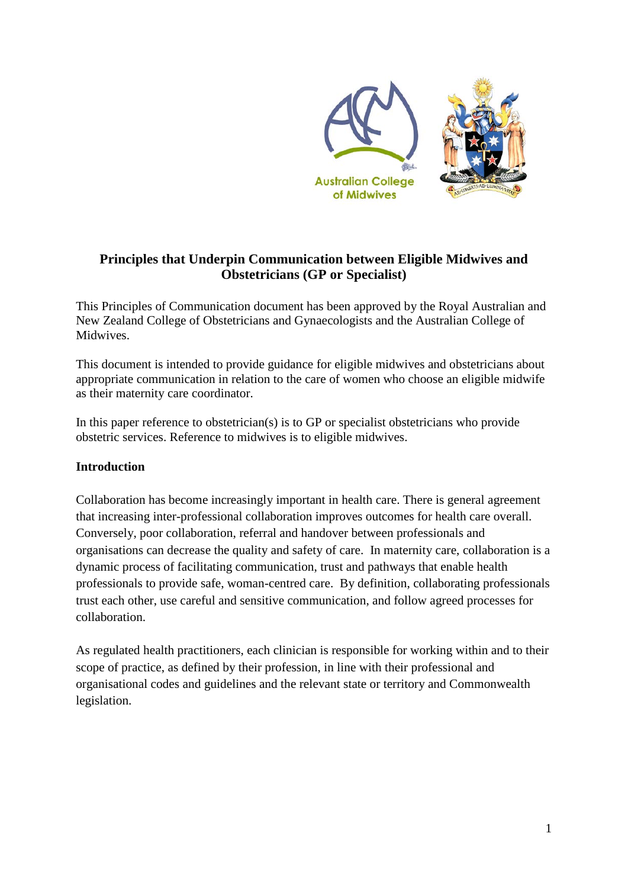# Principles that Underpin Communication between Eligible Midwives and Obstetricians (GP or Specialist)

This Principles of Communication document has been approved by the Royal Australian and New Zealand College of Obstetricians and Gynaecologists and the Australian College of Midwives.

This document is intended to provide guidance for eligible midwives and obstetricians about appropriate communication in relation to the care of women who choose an eligible midwife as their maternity care coordinator.

In this paper reference to obstetrician(s) is to GP or specialist obstetricians who provide obstetric services. Reference to midwives is to eligible midwives.

## Introduction

Collaboration has become increasingly important in health care. There is general agreement that increasing inter-professional collaboration improves outcomes for health care overall. Conversely, poor collaboration, referral and handover between professionals and organisations can decrease the quality and safety of care. In maternity care, collaboration is a dynamic process of facilitating communication, trust and pathways that enable health professionals to provide safe, woman-centred care. By definition, collaborating professionals trust each other, use careful and sensitive communication, and follow agreed processes for collaboration.

As regulated health practitioners, each clinician is responsible for working within and to their scope of practice, as defined by their profession, in line with their professional and organisational codes and guidelines and the relevant state or territory and Commonwealth legislation.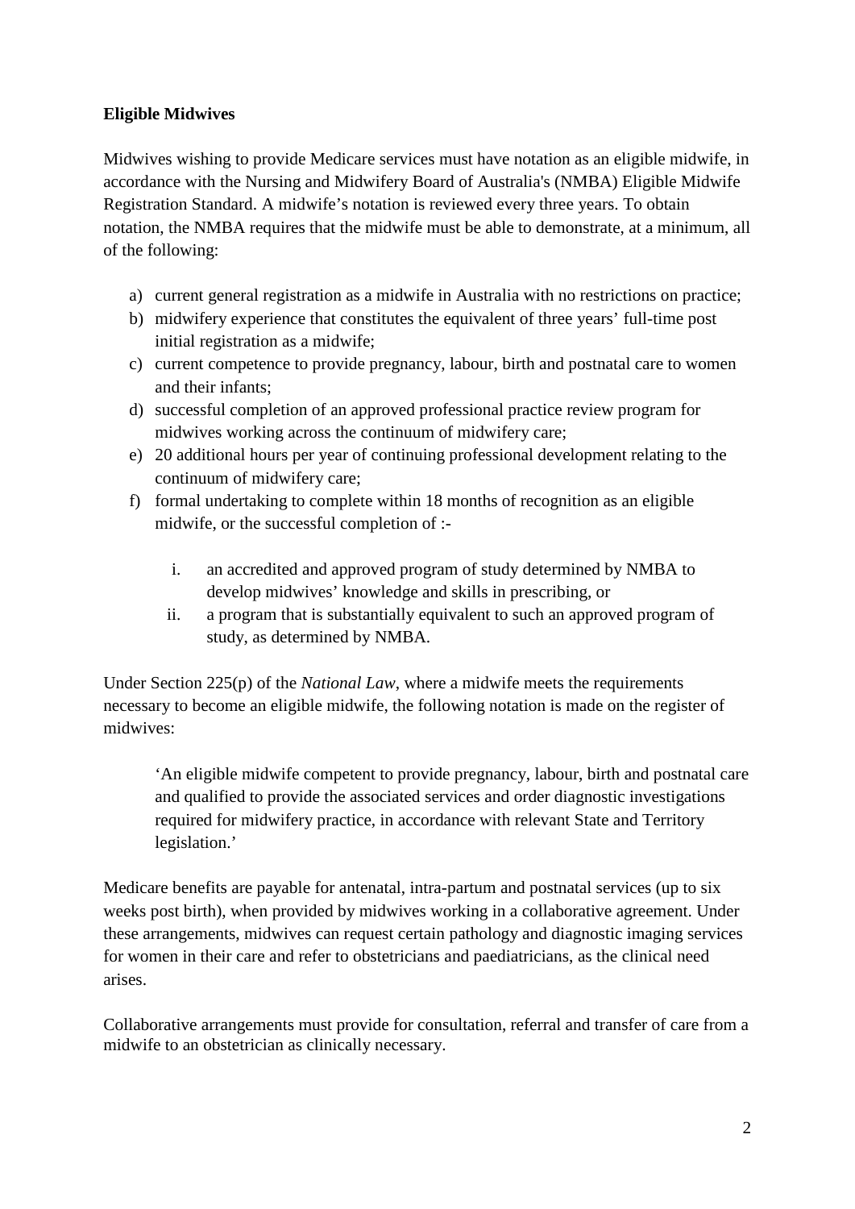**Eligible Midwives**

Midwives wishing to provide Medicare services must have notation as an eligible midwife, in accordance with the Nursing and Midwifery Board of Australia's (NMBA) Eligible Midwife Registration Standard. A midwife’s notation is reviewed every three years. To obtain notation, the NMBA requires that the midwife must be able to demonstrate, at a minimum, all of the following:

a) current general registration as a midwife in Australia with no restrictions on practice;
b) midwifery experience that constitutes the equivalent of three years’ full-time post initial registration as a midwife;
c) current competence to provide pregnancy, labour, birth and postnatal care to women and their infants;
d) successful completion of an approved professional practice review program for midwives working across the continuum of midwifery care;
e) 20 additional hours per year of continuing professional development relating to the continuum of midwifery care;
f) formal undertaking to complete within 18 months of recognition as an eligible midwife, or the successful completion of :-

    i. an accredited and approved program of study determined by NMBA to develop midwives’ knowledge and skills in prescribing, or
    ii. a program that is substantially equivalent to such an approved program of study, as determined by NMBA.

Under Section 225(p) of the *National Law*, where a midwife meets the requirements necessary to become an eligible midwife, the following notation is made on the register of midwives:

> ‘An eligible midwife competent to provide pregnancy, labour, birth and postnatal care and qualified to provide the associated services and order diagnostic investigations required for midwifery practice, in accordance with relevant State and Territory legislation.’

Medicare benefits are payable for antenatal, intra-partum and postnatal services (up to six weeks post birth), when provided by midwives working in a collaborative agreement. Under these arrangements, midwives can request certain pathology and diagnostic imaging services for women in their care and refer to obstetricians and paediatricians, as the clinical need arises.

Collaborative arrangements must provide for consultation, referral and transfer of care from a midwife to an obstetrician as clinically necessary.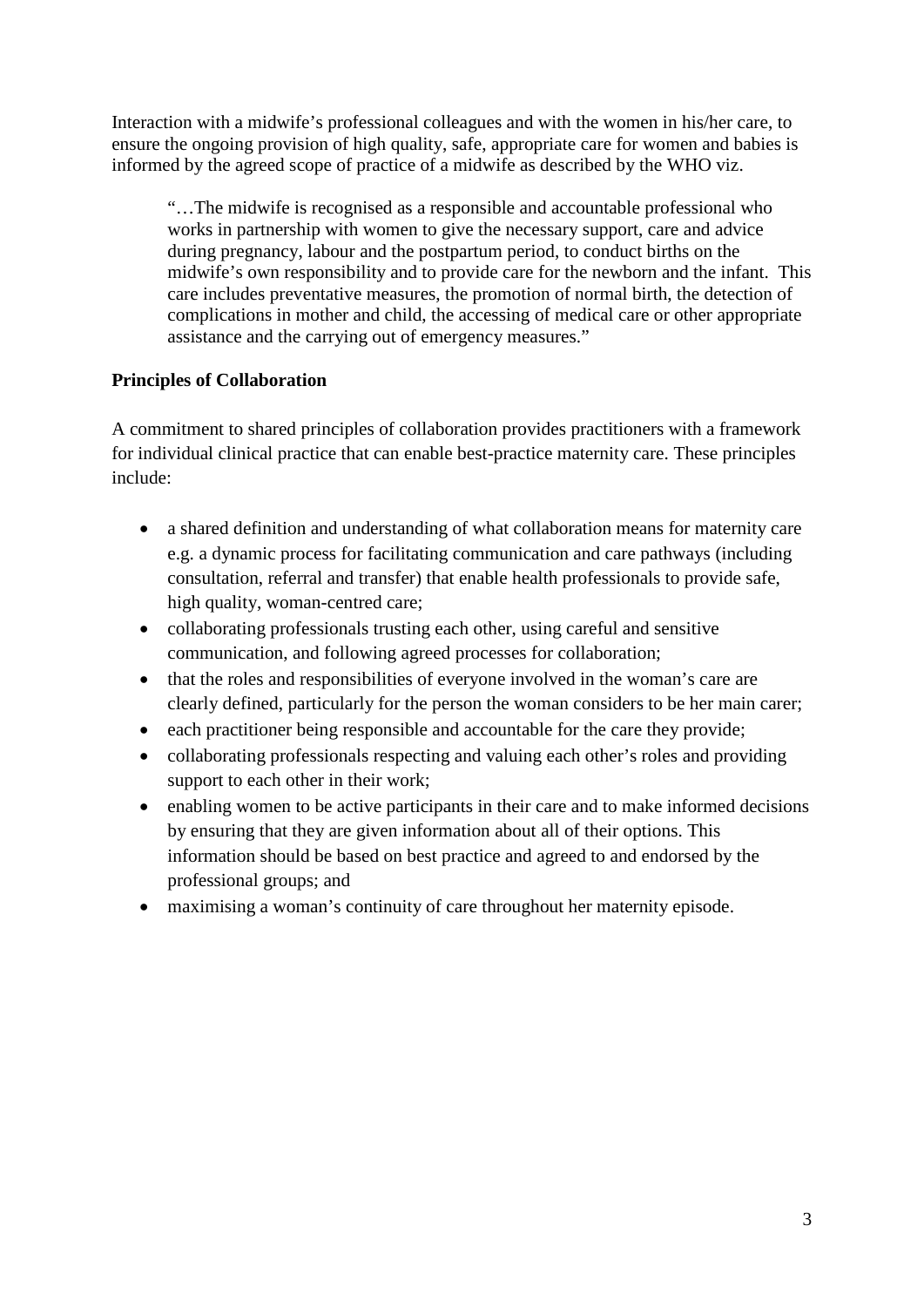Interaction with a midwife's professional colleagues and with the women in his/her care, to ensure the ongoing provision of high quality, safe, appropriate care for women and babies is informed by the agreed scope of practice of a midwife as described by the WHO viz.

> "…The midwife is recognised as a responsible and accountable professional who works in partnership with women to give the necessary support, care and advice during pregnancy, labour and the postpartum period, to conduct births on the midwife's own responsibility and to provide care for the newborn and the infant. This care includes preventative measures, the promotion of normal birth, the detection of complications in mother and child, the accessing of medical care or other appropriate assistance and the carrying out of emergency measures."

**Principles of Collaboration**

A commitment to shared principles of collaboration provides practitioners with a framework for individual clinical practice that can enable best-practice maternity care. These principles include:

- a shared definition and understanding of what collaboration means for maternity care e.g. a dynamic process for facilitating communication and care pathways (including consultation, referral and transfer) that enable health professionals to provide safe, high quality, woman-centred care;
- collaborating professionals trusting each other, using careful and sensitive communication, and following agreed processes for collaboration;
- that the roles and responsibilities of everyone involved in the woman's care are clearly defined, particularly for the person the woman considers to be her main carer;
- each practitioner being responsible and accountable for the care they provide;
- collaborating professionals respecting and valuing each other's roles and providing support to each other in their work;
- enabling women to be active participants in their care and to make informed decisions by ensuring that they are given information about all of their options. This information should be based on best practice and agreed to and endorsed by the professional groups; and
- maximising a woman's continuity of care throughout her maternity episode.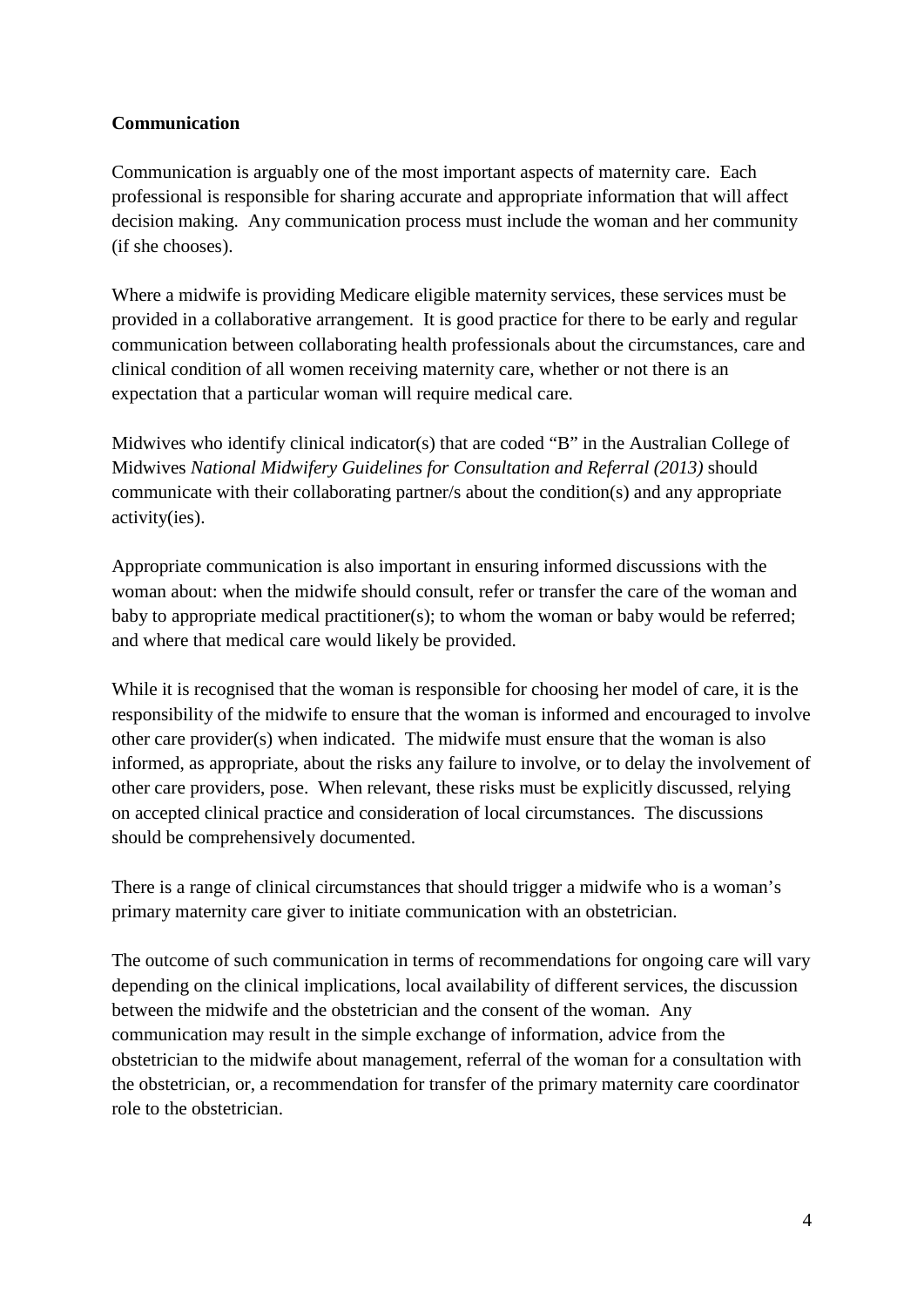**Communication**

Communication is arguably one of the most important aspects of maternity care. Each professional is responsible for sharing accurate and appropriate information that will affect decision making. Any communication process must include the woman and her community (if she chooses).

Where a midwife is providing Medicare eligible maternity services, these services must be provided in a collaborative arrangement. It is good practice for there to be early and regular communication between collaborating health professionals about the circumstances, care and clinical condition of all women receiving maternity care, whether or not there is an expectation that a particular woman will require medical care.

Midwives who identify clinical indicator(s) that are coded "B" in the Australian College of Midwives *National Midwifery Guidelines for Consultation and Referral (2013)* should communicate with their collaborating partner/s about the condition(s) and any appropriate activity(ies).

Appropriate communication is also important in ensuring informed discussions with the woman about: when the midwife should consult, refer or transfer the care of the woman and baby to appropriate medical practitioner(s); to whom the woman or baby would be referred; and where that medical care would likely be provided.

While it is recognised that the woman is responsible for choosing her model of care, it is the responsibility of the midwife to ensure that the woman is informed and encouraged to involve other care provider(s) when indicated. The midwife must ensure that the woman is also informed, as appropriate, about the risks any failure to involve, or to delay the involvement of other care providers, pose. When relevant, these risks must be explicitly discussed, relying on accepted clinical practice and consideration of local circumstances. The discussions should be comprehensively documented.

There is a range of clinical circumstances that should trigger a midwife who is a woman's primary maternity care giver to initiate communication with an obstetrician.

The outcome of such communication in terms of recommendations for ongoing care will vary depending on the clinical implications, local availability of different services, the discussion between the midwife and the obstetrician and the consent of the woman. Any communication may result in the simple exchange of information, advice from the obstetrician to the midwife about management, referral of the woman for a consultation with the obstetrician, or, a recommendation for transfer of the primary maternity care coordinator role to the obstetrician.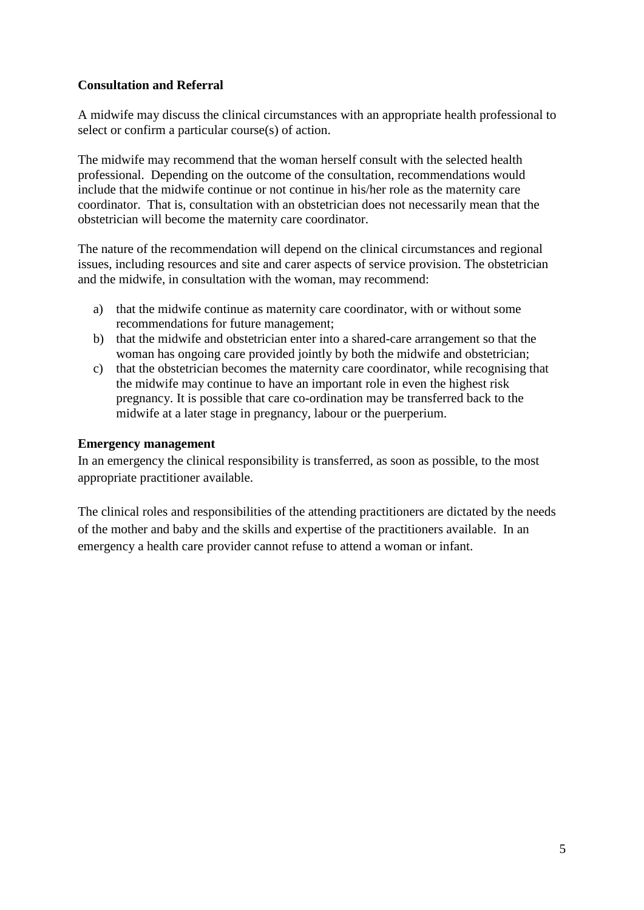**Consultation and Referral**

A midwife may discuss the clinical circumstances with an appropriate health professional to select or confirm a particular course(s) of action.

The midwife may recommend that the woman herself consult with the selected health professional. Depending on the outcome of the consultation, recommendations would include that the midwife continue or not continue in his/her role as the maternity care coordinator. That is, consultation with an obstetrician does not necessarily mean that the obstetrician will become the maternity care coordinator.

The nature of the recommendation will depend on the clinical circumstances and regional issues, including resources and site and carer aspects of service provision. The obstetrician and the midwife, in consultation with the woman, may recommend:

a) that the midwife continue as maternity care coordinator, with or without some recommendations for future management;
b) that the midwife and obstetrician enter into a shared-care arrangement so that the woman has ongoing care provided jointly by both the midwife and obstetrician;
c) that the obstetrician becomes the maternity care coordinator, while recognising that the midwife may continue to have an important role in even the highest risk pregnancy. It is possible that care co-ordination may be transferred back to the midwife at a later stage in pregnancy, labour or the puerperium.

**Emergency management**

In an emergency the clinical responsibility is transferred, as soon as possible, to the most appropriate practitioner available.

The clinical roles and responsibilities of the attending practitioners are dictated by the needs of the mother and baby and the skills and expertise of the practitioners available. In an emergency a health care provider cannot refuse to attend a woman or infant.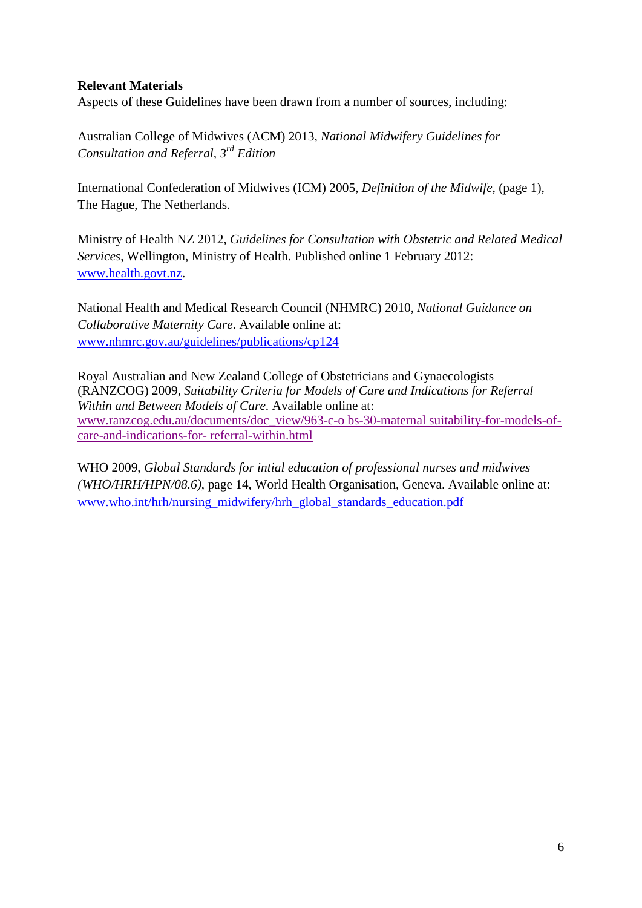**Relevant Materials**

Aspects of these Guidelines have been drawn from a number of sources, including:

Australian College of Midwives (ACM) 2013, *National Midwifery Guidelines for Consultation and Referral*, *3rd Edition*

International Confederation of Midwives (ICM) 2005, *Definition of the Midwife*, (page 1), The Hague, The Netherlands.

Ministry of Health NZ 2012, *Guidelines for Consultation with Obstetric and Related Medical Services*, Wellington, Ministry of Health. Published online 1 February 2012: www.health.govt.nz.

National Health and Medical Research Council (NHMRC) 2010, *National Guidance on Collaborative Maternity Care*. Available online at: www.nhmrc.gov.au/guidelines/publications/cp124

Royal Australian and New Zealand College of Obstetricians and Gynaecologists (RANZCOG) 2009, *Suitability Criteria for Models of Care and Indications for Referral Within and Between Models of Care*. Available online at: www.ranzcog.edu.au/documents/doc_view/963-c-o bs-30-maternal suitability-for-models-of-care-and-indications-for- referral-within.html

WHO 2009, *Global Standards for intial education of professional nurses and midwives (WHO/HRH/HPN/08.6)*, page 14, World Health Organisation, Geneva. Available online at: www.who.int/hrh/nursing_midwifery/hrh_global_standards_education.pdf